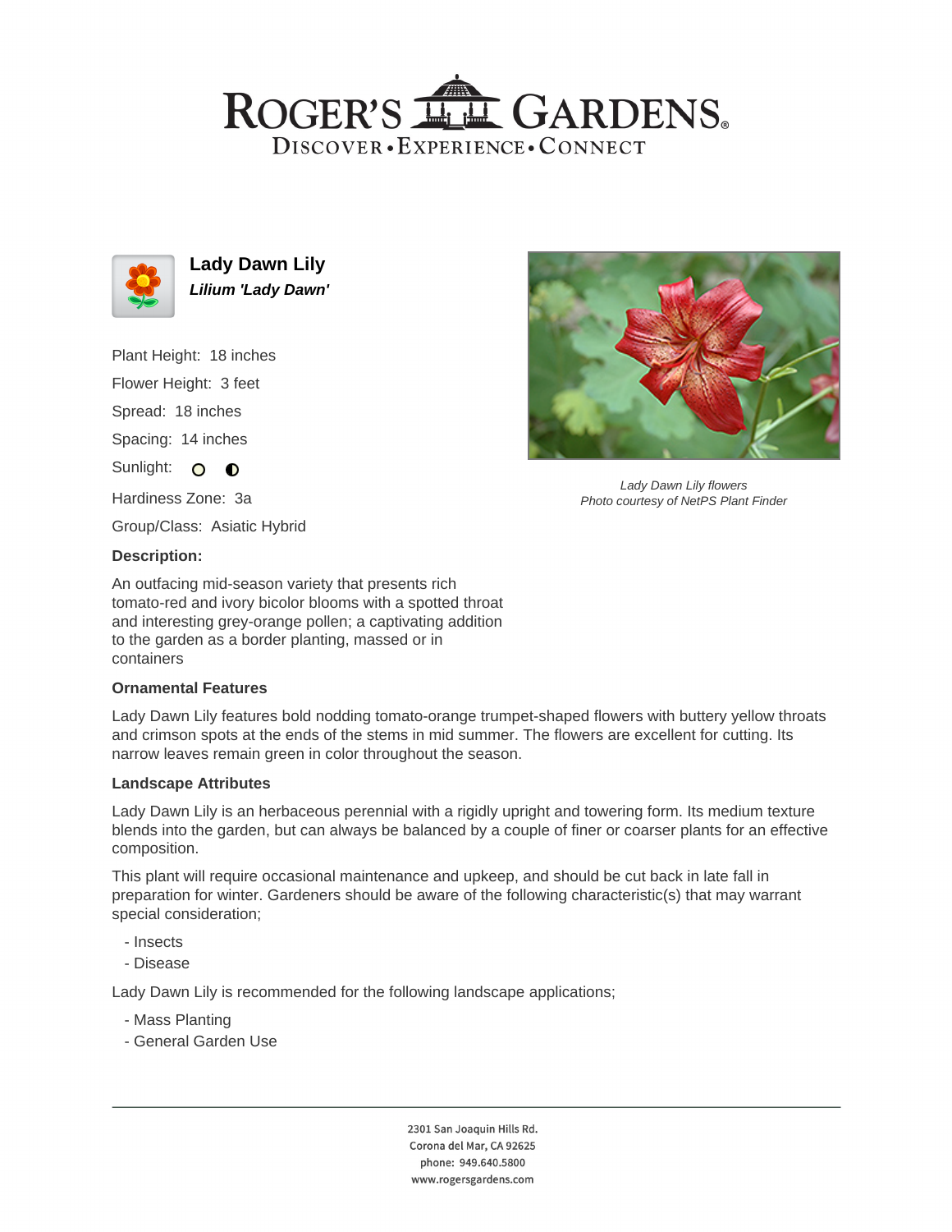# Lady Dawn Lily

***Lilium 'Lady Dawn'***

Plant Height: 18 inches

Flower Height: 3 feet

Spread: 18 inches

Spacing: 14 inches

Sunlight:

Hardiness Zone: 3a

Group/Class: Asiatic Hybrid

*Lady Dawn Lily flowers*
*Photo courtesy of NetPS Plant Finder*

**Description:**

An outfacing mid-season variety that presents rich tomato-red and ivory bicolor blooms with a spotted throat and interesting grey-orange pollen; a captivating addition to the garden as a border planting, massed or in containers

**Ornamental Features**

Lady Dawn Lily features bold nodding tomato-orange trumpet-shaped flowers with buttery yellow throats and crimson spots at the ends of the stems in mid summer. The flowers are excellent for cutting. Its narrow leaves remain green in color throughout the season.

**Landscape Attributes**

Lady Dawn Lily is an herbaceous perennial with a rigidly upright and towering form. Its medium texture blends into the garden, but can always be balanced by a couple of finer or coarser plants for an effective composition.

This plant will require occasional maintenance and upkeep, and should be cut back in late fall in preparation for winter. Gardeners should be aware of the following characteristic(s) that may warrant special consideration;

- Insects
- Disease

Lady Dawn Lily is recommended for the following landscape applications;

- Mass Planting
- General Garden Use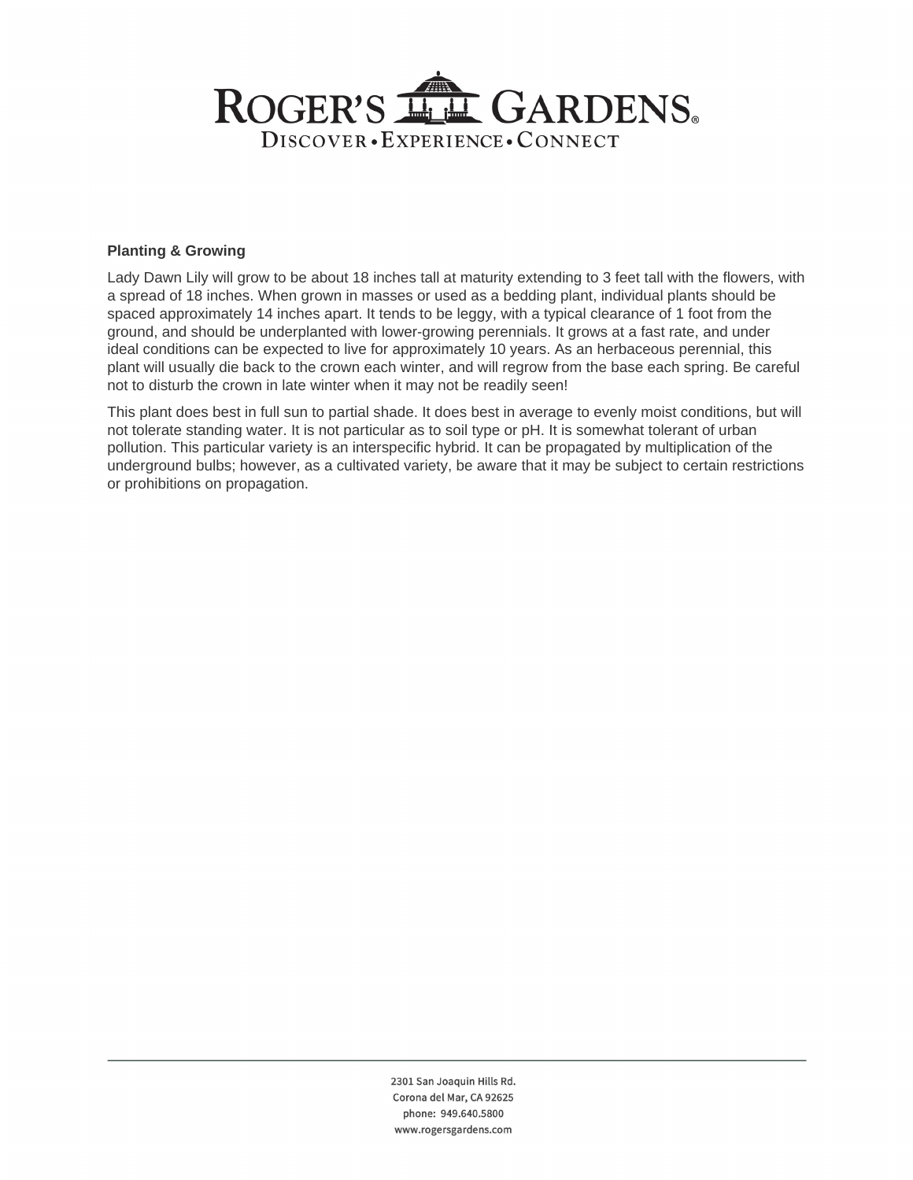**Planting & Growing**

Lady Dawn Lily will grow to be about 18 inches tall at maturity extending to 3 feet tall with the flowers, with a spread of 18 inches. When grown in masses or used as a bedding plant, individual plants should be spaced approximately 14 inches apart. It tends to be leggy, with a typical clearance of 1 foot from the ground, and should be underplanted with lower-growing perennials. It grows at a fast rate, and under ideal conditions can be expected to live for approximately 10 years. As an herbaceous perennial, this plant will usually die back to the crown each winter, and will regrow from the base each spring. Be careful not to disturb the crown in late winter when it may not be readily seen!

This plant does best in full sun to partial shade. It does best in average to evenly moist conditions, but will not tolerate standing water. It is not particular as to soil type or pH. It is somewhat tolerant of urban pollution. This particular variety is an interspecific hybrid. It can be propagated by multiplication of the underground bulbs; however, as a cultivated variety, be aware that it may be subject to certain restrictions or prohibitions on propagation.